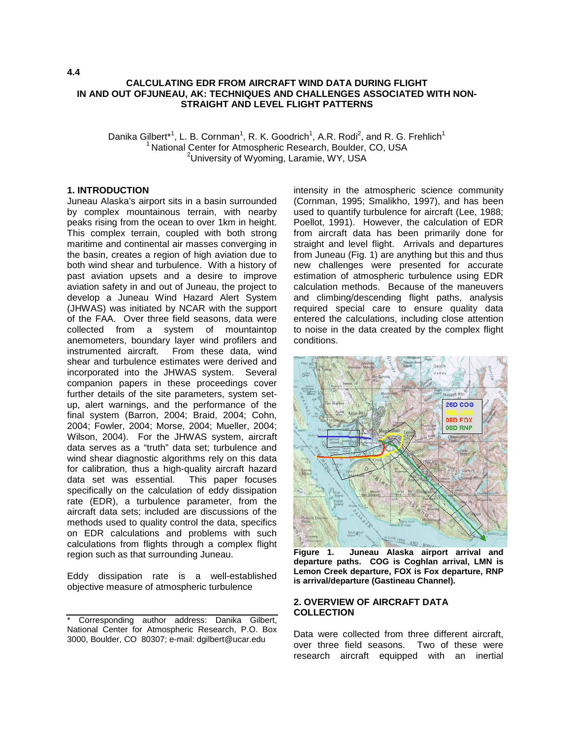4.4

# CALCULATING EDR FROM AIRCRAFT WIND DATA DURING FLIGHT IN AND OUT OFJUNEAU, AK: TECHNIQUES AND CHALLENGES ASSOCIATED WITH NON-STRAIGHT AND LEVEL FLIGHT PATTERNS

Danika Gilbert*[1], L. B. Cornman[1], R. K. Goodrich[1], A.R. Rodi[2], and R. G. Frehlich[1]
[1] National Center for Atmospheric Research, Boulder, CO, USA
[2] University of Wyoming, Laramie, WY, USA

## 1. INTRODUCTION

Juneau Alaska's airport sits in a basin surrounded by complex mountainous terrain, with nearby peaks rising from the ocean to over 1km in height. This complex terrain, coupled with both strong maritime and continental air masses converging in the basin, creates a region of high aviation due to both wind shear and turbulence. With a history of past aviation upsets and a desire to improve aviation safety in and out of Juneau, the project to develop a Juneau Wind Hazard Alert System (JHWAS) was initiated by NCAR with the support of the FAA. Over three field seasons, data were collected from a system of mountaintop anemometers, boundary layer wind profilers and instrumented aircraft. From these data, wind shear and turbulence estimates were derived and incorporated into the JHWAS system. Several companion papers in these proceedings cover further details of the site parameters, system set-up, alert warnings, and the performance of the final system (Barron, 2004; Braid, 2004; Cohn, 2004; Fowler, 2004; Morse, 2004; Mueller, 2004; Wilson, 2004). For the JHWAS system, aircraft data serves as a "truth" data set; turbulence and wind shear diagnostic algorithms rely on this data for calibration, thus a high-quality aircraft hazard data set was essential. This paper focuses specifically on the calculation of eddy dissipation rate (EDR), a turbulence parameter, from the aircraft data sets; included are discussions of the methods used to quality control the data, specifics on EDR calculations and problems with such calculations from flights through a complex flight region such as that surrounding Juneau.

Eddy dissipation rate is a well-established objective measure of atmospheric turbulence intensity in the atmospheric science community (Cornman, 1995; Smalikho, 1997), and has been used to quantify turbulence for aircraft (Lee, 1988; Poellot, 1991). However, the calculation of EDR from aircraft data has been primarily done for straight and level flight. Arrivals and departures from Juneau (Fig. 1) are anything but this and thus new challenges were presented for accurate estimation of atmospheric turbulence using EDR calculation methods. Because of the maneuvers and climbing/descending flight paths, analysis required special care to ensure quality data entered the calculations, including close attention to noise in the data created by the complex flight conditions.

**Figure 1. Juneau Alaska airport arrival and departure paths. COG is Coghlan arrival, LMN is Lemon Creek departure, FOX is Fox departure, RNP is arrival/departure (Gastineau Channel).**

## 2. OVERVIEW OF AIRCRAFT DATA COLLECTION

Data were collected from three different aircraft, over three field seasons. Two of these were research aircraft equipped with an inertial

---

* Corresponding author address: Danika Gilbert, National Center for Atmospheric Research, P.O. Box 3000, Boulder, CO 80307; e-mail: dgilbert@ucar.edu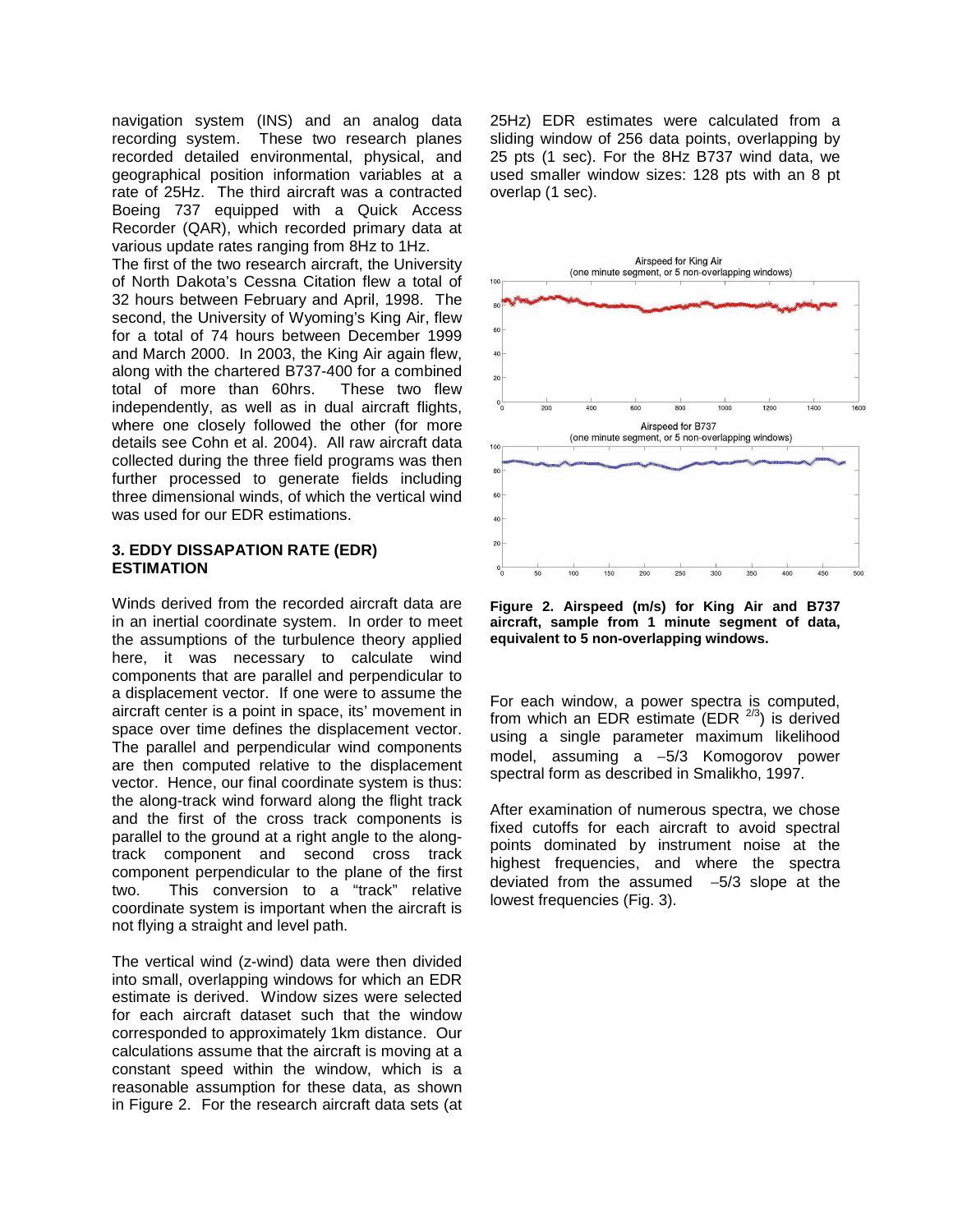navigation system (INS) and an analog data recording system. These two research planes recorded detailed environmental, physical, and geographical position information variables at a rate of 25Hz. The third aircraft was a contracted Boeing 737 equipped with a Quick Access Recorder (QAR), which recorded primary data at various update rates ranging from 8Hz to 1Hz.

The first of the two research aircraft, the University of North Dakota's Cessna Citation flew a total of 32 hours between February and April, 1998. The second, the University of Wyoming's King Air, flew for a total of 74 hours between December 1999 and March 2000. In 2003, the King Air again flew, along with the chartered B737-400 for a combined total of more than 60hrs. These two flew independently, as well as in dual aircraft flights, where one closely followed the other (for more details see Cohn et al. 2004). All raw aircraft data collected during the three field programs was then further processed to generate fields including three dimensional winds, of which the vertical wind was used for our EDR estimations.

### 3. EDDY DISSAPATION RATE (EDR) ESTIMATION

Winds derived from the recorded aircraft data are in an inertial coordinate system. In order to meet the assumptions of the turbulence theory applied here, it was necessary to calculate wind components that are parallel and perpendicular to a displacement vector. If one were to assume the aircraft center is a point in space, its' movement in space over time defines the displacement vector. The parallel and perpendicular wind components are then computed relative to the displacement vector. Hence, our final coordinate system is thus: the along-track wind forward along the flight track and the first of the cross track components is parallel to the ground at a right angle to the along-track component and second cross track component perpendicular to the plane of the first two. This conversion to a "track" relative coordinate system is important when the aircraft is not flying a straight and level path.

The vertical wind (z-wind) data were then divided into small, overlapping windows for which an EDR estimate is derived. Window sizes were selected for each aircraft dataset such that the window corresponded to approximately 1km distance. Our calculations assume that the aircraft is moving at a constant speed within the window, which is a reasonable assumption for these data, as shown in Figure 2. For the research aircraft data sets (at 25Hz) EDR estimates were calculated from a sliding window of 256 data points, overlapping by 25 pts (1 sec). For the 8Hz B737 wind data, we used smaller window sizes: 128 pts with an 8 pt overlap (1 sec).

**Figure 2. Airspeed (m/s) for King Air and B737 aircraft, sample from 1 minute segment of data, equivalent to 5 non-overlapping windows.**

For each window, a power spectra is computed, from which an EDR estimate (EDR $^{2/3}$) is derived using a single parameter maximum likelihood model, assuming a $-5/3$ Komogorov power spectral form as described in Smalikho, 1997.

After examination of numerous spectra, we chose fixed cutoffs for each aircraft to avoid spectral points dominated by instrument noise at the highest frequencies, and where the spectra deviated from the assumed $-5/3$ slope at the lowest frequencies (Fig. 3).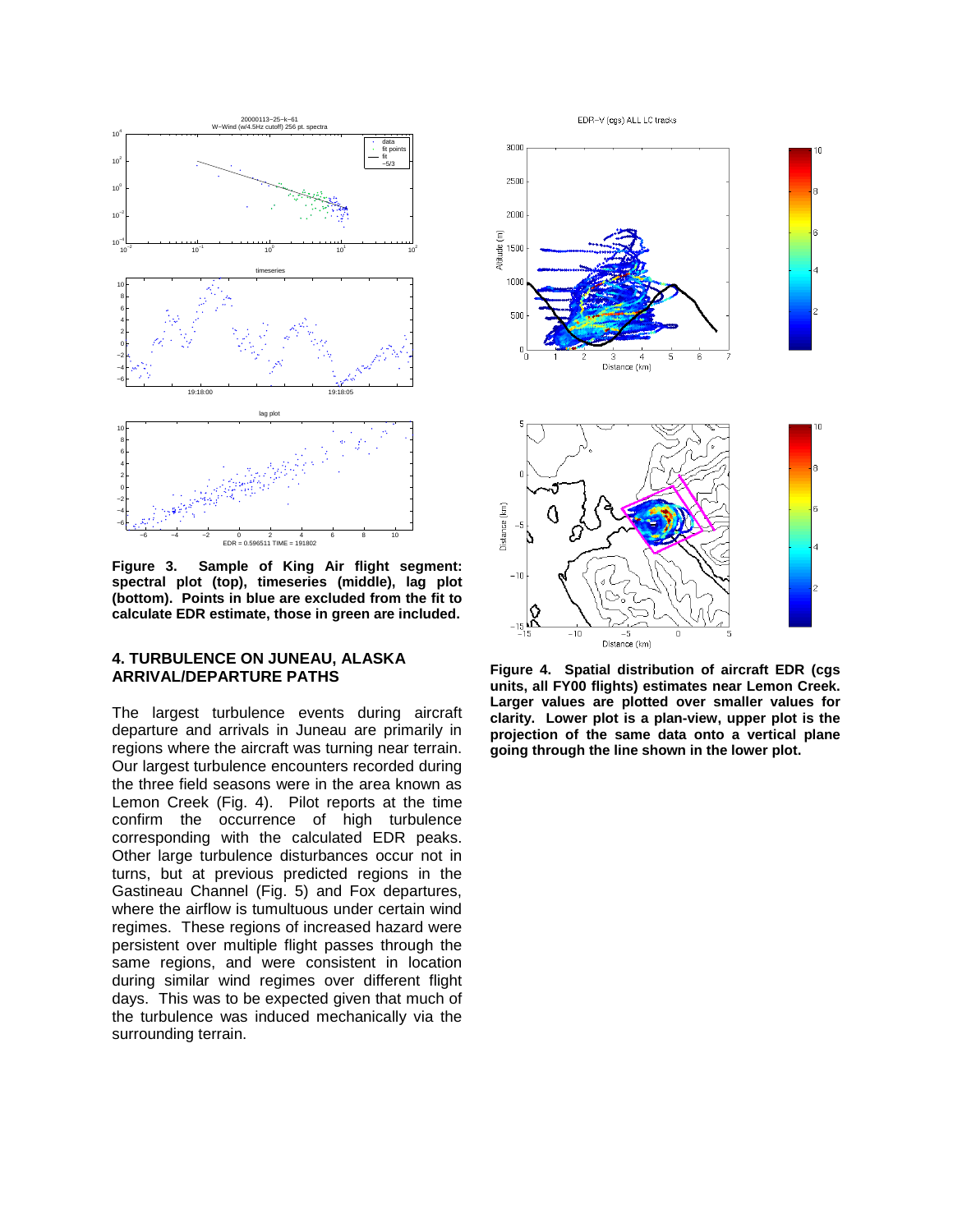**Figure 3. Sample of King Air flight segment: spectral plot (top), timeseries (middle), lag plot (bottom). Points in blue are excluded from the fit to calculate EDR estimate, those in green are included.**

**Figure 4. Spatial distribution of aircraft EDR (cgs units, all FY00 flights) estimates near Lemon Creek. Larger values are plotted over smaller values for clarity. Lower plot is a plan-view, upper plot is the projection of the same data onto a vertical plane going through the line shown in the lower plot.**

## 4. TURBULENCE ON JUNEAU, ALASKA ARRIVAL/DEPARTURE PATHS

The largest turbulence events during aircraft departure and arrivals in Juneau are primarily in regions where the aircraft was turning near terrain. Our largest turbulence encounters recorded during the three field seasons were in the area known as Lemon Creek (Fig. 4). Pilot reports at the time confirm the occurrence of high turbulence corresponding with the calculated EDR peaks. Other large turbulence disturbances occur not in turns, but at previous predicted regions in the Gastineau Channel (Fig. 5) and Fox departures, where the airflow is tumultuous under certain wind regimes. These regions of increased hazard were persistent over multiple flight passes through the same regions, and were consistent in location during similar wind regimes over different flight days. This was to be expected given that much of the turbulence was induced mechanically via the surrounding terrain.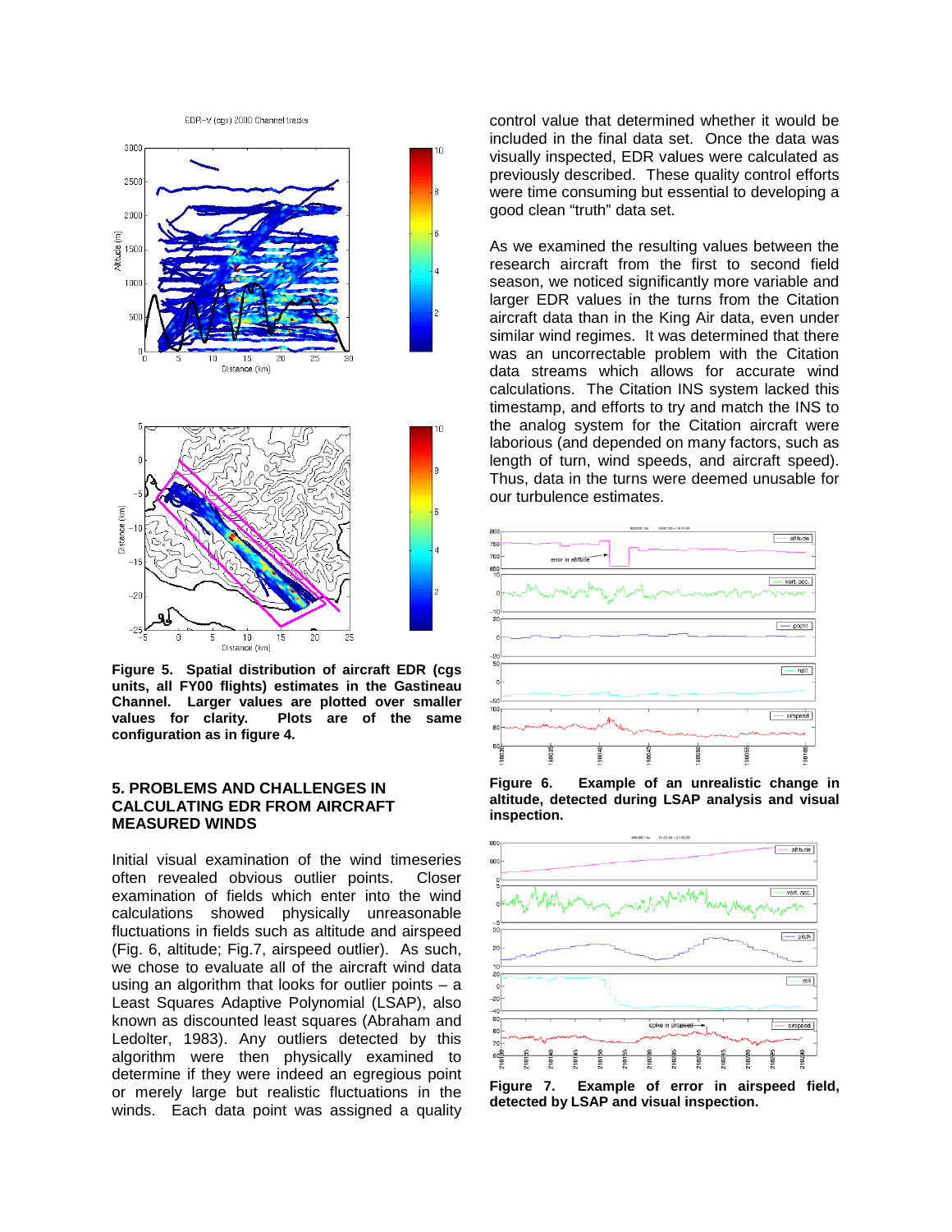**Figure 5. Spatial distribution of aircraft EDR (cgs units, all FY00 flights) estimates in the Gastineau Channel. Larger values are plotted over smaller values for clarity. Plots are of the same configuration as in figure 4.**

## 5. PROBLEMS AND CHALLENGES IN CALCULATING EDR FROM AIRCRAFT MEASURED WINDS

Initial visual examination of the wind timeseries often revealed obvious outlier points. Closer examination of fields which enter into the wind calculations showed physically unreasonable fluctuations in fields such as altitude and airspeed (Fig. 6, altitude; Fig.7, airspeed outlier). As such, we chose to evaluate all of the aircraft wind data using an algorithm that looks for outlier points – a Least Squares Adaptive Polynomial (LSAP), also known as discounted least squares (Abraham and Ledolter, 1983). Any outliers detected by this algorithm were then physically examined to determine if they were indeed an egregious point or merely large but realistic fluctuations in the winds. Each data point was assigned a quality control value that determined whether it would be included in the final data set. Once the data was visually inspected, EDR values were calculated as previously described. These quality control efforts were time consuming but essential to developing a good clean "truth" data set.

As we examined the resulting values between the research aircraft from the first to second field season, we noticed significantly more variable and larger EDR values in the turns from the Citation aircraft data than in the King Air data, even under similar wind regimes. It was determined that there was an uncorrectable problem with the Citation data streams which allows for accurate wind calculations. The Citation INS system lacked this timestamp, and efforts to try and match the INS to the analog system for the Citation aircraft were laborious (and depended on many factors, such as length of turn, wind speeds, and aircraft speed). Thus, data in the turns were deemed unusable for our turbulence estimates.

**Figure 6. Example of an unrealistic change in altitude, detected during LSAP analysis and visual inspection.**

**Figure 7. Example of error in airspeed field, detected by LSAP and visual inspection.**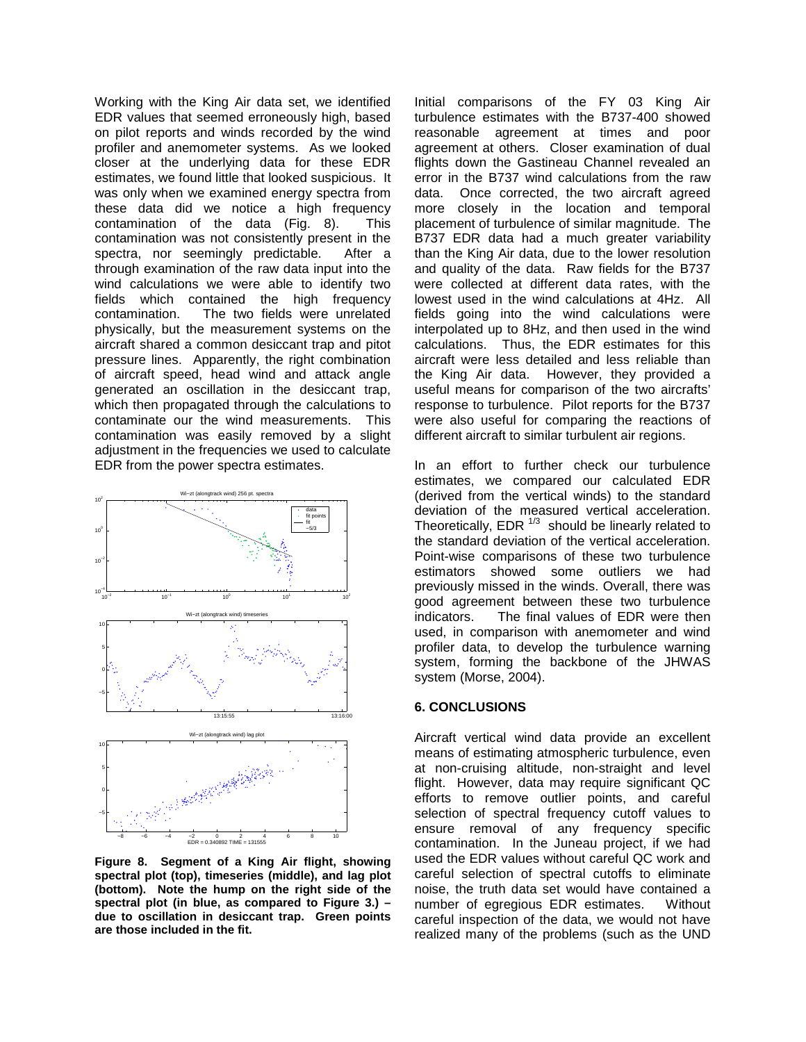Working with the King Air data set, we identified EDR values that seemed erroneously high, based on pilot reports and winds recorded by the wind profiler and anemometer systems. As we looked closer at the underlying data for these EDR estimates, we found little that looked suspicious. It was only when we examined energy spectra from these data did we notice a high frequency contamination of the data (Fig. 8). This contamination was not consistently present in the spectra, nor seemingly predictable. After a through examination of the raw data input into the wind calculations we were able to identify two fields which contained the high frequency contamination. The two fields were unrelated physically, but the measurement systems on the aircraft shared a common desiccant trap and pitot pressure lines. Apparently, the right combination of aircraft speed, head wind and attack angle generated an oscillation in the desiccant trap, which then propagated through the calculations to contaminate our the wind measurements. This contamination was easily removed by a slight adjustment in the frequencies we used to calculate EDR from the power spectra estimates.

**Figure 8. Segment of a King Air flight, showing spectral plot (top), timeseries (middle), and lag plot (bottom). Note the hump on the right side of the spectral plot (in blue, as compared to Figure 3.) – due to oscillation in desiccant trap. Green points are those included in the fit.**

Initial comparisons of the FY 03 King Air turbulence estimates with the B737-400 showed reasonable agreement at times and poor agreement at others. Closer examination of dual flights down the Gastineau Channel revealed an error in the B737 wind calculations from the raw data. Once corrected, the two aircraft agreed more closely in the location and temporal placement of turbulence of similar magnitude. The B737 EDR data had a much greater variability than the King Air data, due to the lower resolution and quality of the data. Raw fields for the B737 were collected at different data rates, with the lowest used in the wind calculations at 4Hz. All fields going into the wind calculations were interpolated up to 8Hz, and then used in the wind calculations. Thus, the EDR estimates for this aircraft were less detailed and less reliable than the King Air data. However, they provided a useful means for comparison of the two aircrafts' response to turbulence. Pilot reports for the B737 were also useful for comparing the reactions of different aircraft to similar turbulent air regions.

In an effort to further check our turbulence estimates, we compared our calculated EDR (derived from the vertical winds) to the standard deviation of the measured vertical acceleration. Theoretically, $EDR^{1/3}$ should be linearly related to the standard deviation of the vertical acceleration. Point-wise comparisons of these two turbulence estimators showed some outliers we had previously missed in the winds. Overall, there was good agreement between these two turbulence indicators. The final values of EDR were then used, in comparison with anemometer and wind profiler data, to develop the turbulence warning system, forming the backbone of the JHWAS system (Morse, 2004).

## 6. CONCLUSIONS

Aircraft vertical wind data provide an excellent means of estimating atmospheric turbulence, even at non-cruising altitude, non-straight and level flight. However, data may require significant QC efforts to remove outlier points, and careful selection of spectral frequency cutoff values to ensure removal of any frequency specific contamination. In the Juneau project, if we had used the EDR values without careful QC work and careful selection of spectral cutoffs to eliminate noise, the truth data set would have contained a number of egregious EDR estimates. Without careful inspection of the data, we would not have realized many of the problems (such as the UND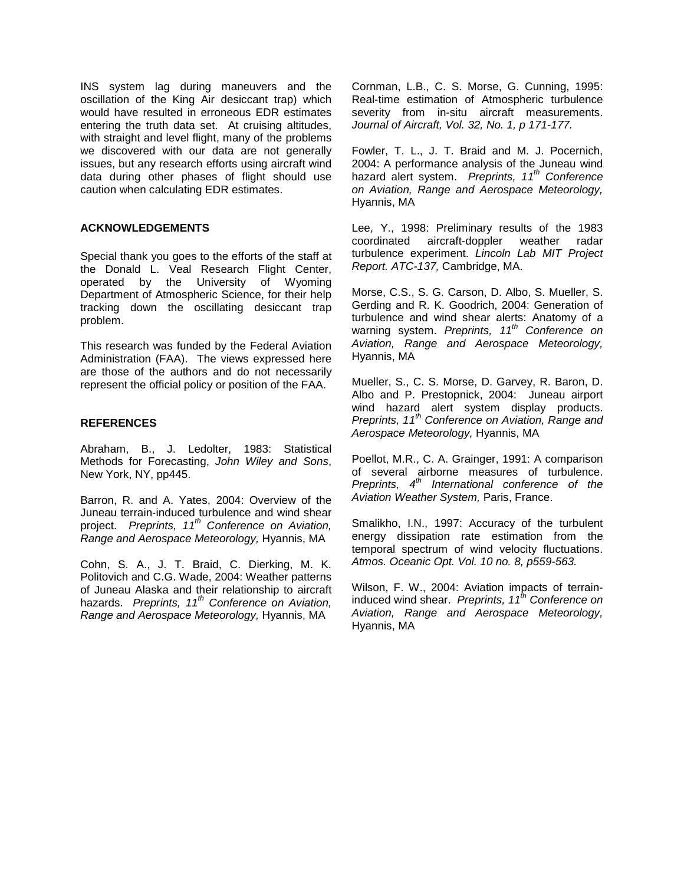INS system lag during maneuvers and the oscillation of the King Air desiccant trap) which would have resulted in erroneous EDR estimates entering the truth data set. At cruising altitudes, with straight and level flight, many of the problems we discovered with our data are not generally issues, but any research efforts using aircraft wind data during other phases of flight should use caution when calculating EDR estimates.

## ACKNOWLEDGEMENTS

Special thank you goes to the efforts of the staff at the Donald L. Veal Research Flight Center, operated by the University of Wyoming Department of Atmospheric Science, for their help tracking down the oscillating desiccant trap problem.

This research was funded by the Federal Aviation Administration (FAA). The views expressed here are those of the authors and do not necessarily represent the official policy or position of the FAA.

## REFERENCES

Abraham, B., J. Ledolter, 1983: Statistical Methods for Forecasting, *John Wiley and Sons*, New York, NY, pp445.

Barron, R. and A. Yates, 2004: Overview of the Juneau terrain-induced turbulence and wind shear project. *Preprints, 11th Conference on Aviation, Range and Aerospace Meteorology,* Hyannis, MA

Cohn, S. A., J. T. Braid, C. Dierking, M. K. Politovich and C.G. Wade, 2004: Weather patterns of Juneau Alaska and their relationship to aircraft hazards. *Preprints, 11th Conference on Aviation, Range and Aerospace Meteorology,* Hyannis, MA

Cornman, L.B., C. S. Morse, G. Cunning, 1995: Real-time estimation of Atmospheric turbulence severity from in-situ aircraft measurements. *Journal of Aircraft, Vol. 32, No. 1, p 171-177.*

Fowler, T. L., J. T. Braid and M. J. Pocernich, 2004: A performance analysis of the Juneau wind hazard alert system. *Preprints, 11th Conference on Aviation, Range and Aerospace Meteorology,* Hyannis, MA

Lee, Y., 1998: Preliminary results of the 1983 coordinated aircraft-doppler weather radar turbulence experiment. *Lincoln Lab MIT Project Report. ATC-137,* Cambridge, MA.

Morse, C.S., S. G. Carson, D. Albo, S. Mueller, S. Gerding and R. K. Goodrich, 2004: Generation of turbulence and wind shear alerts: Anatomy of a warning system. *Preprints, 11th Conference on Aviation, Range and Aerospace Meteorology,* Hyannis, MA

Mueller, S., C. S. Morse, D. Garvey, R. Baron, D. Albo and P. Prestopnick, 2004: Juneau airport wind hazard alert system display products. *Preprints, 11th Conference on Aviation, Range and Aerospace Meteorology,* Hyannis, MA

Poellot, M.R., C. A. Grainger, 1991: A comparison of several airborne measures of turbulence. *Preprints, 4th International conference of the Aviation Weather System,* Paris, France.

Smalikho, I.N., 1997: Accuracy of the turbulent energy dissipation rate estimation from the temporal spectrum of wind velocity fluctuations. *Atmos. Oceanic Opt. Vol. 10 no. 8, p559-563.*

Wilson, F. W., 2004: Aviation impacts of terrain-induced wind shear. *Preprints, 11th Conference on Aviation, Range and Aerospace Meteorology,* Hyannis, MA